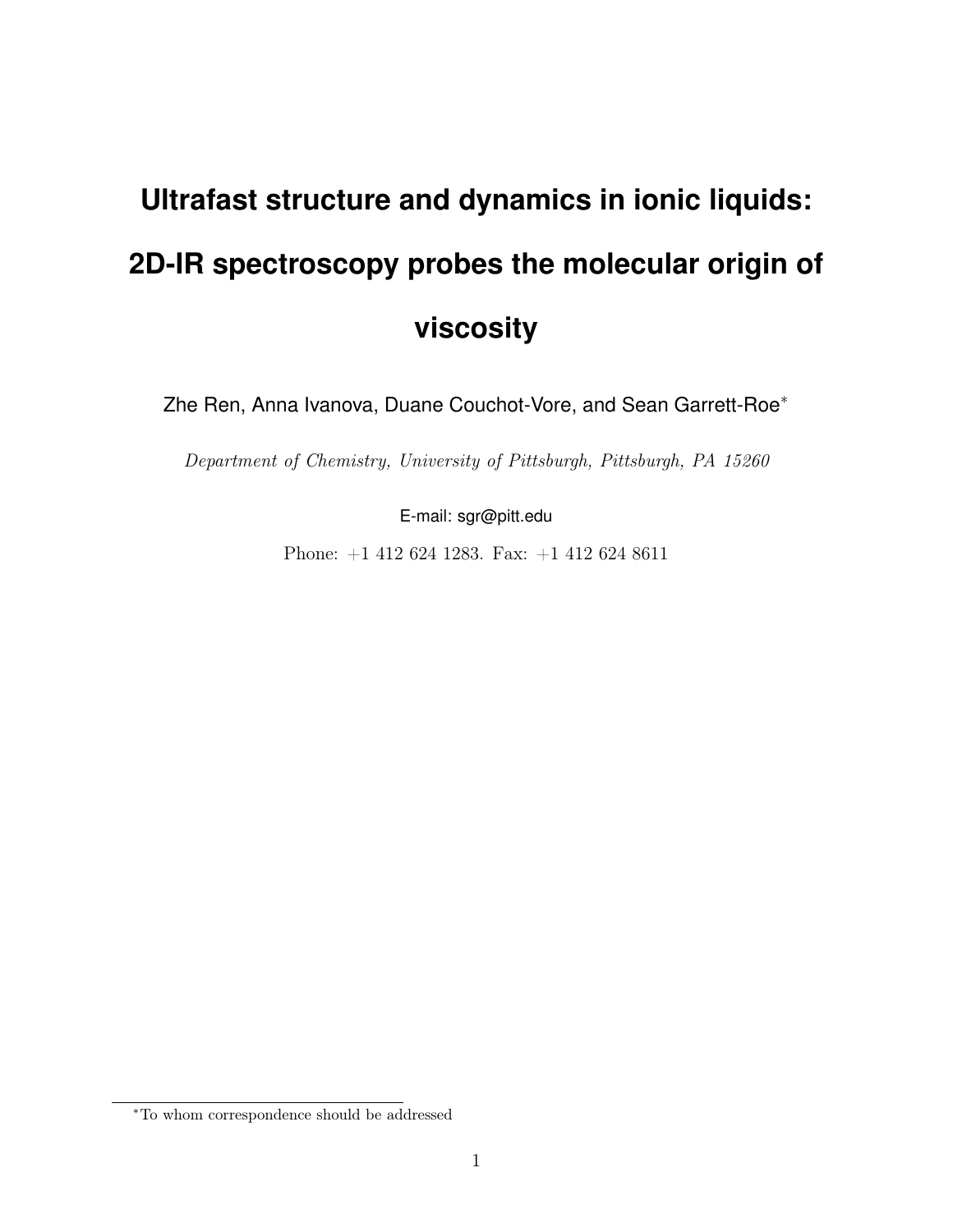# Ultrafast structure and dynamics in ionic liquids: 2D-IR spectroscopy probes the molecular origin of viscosity

Zhe Ren, Anna Ivanova, Duane Couchot-Vore, and Sean Garrett-Roe[*]

*Department of Chemistry, University of Pittsburgh, Pittsburgh, PA 15260*

E-mail: sgr@pitt.edu

Phone: +1 412 624 1283. Fax: +1 412 624 8611

[*]To whom correspondence should be addressed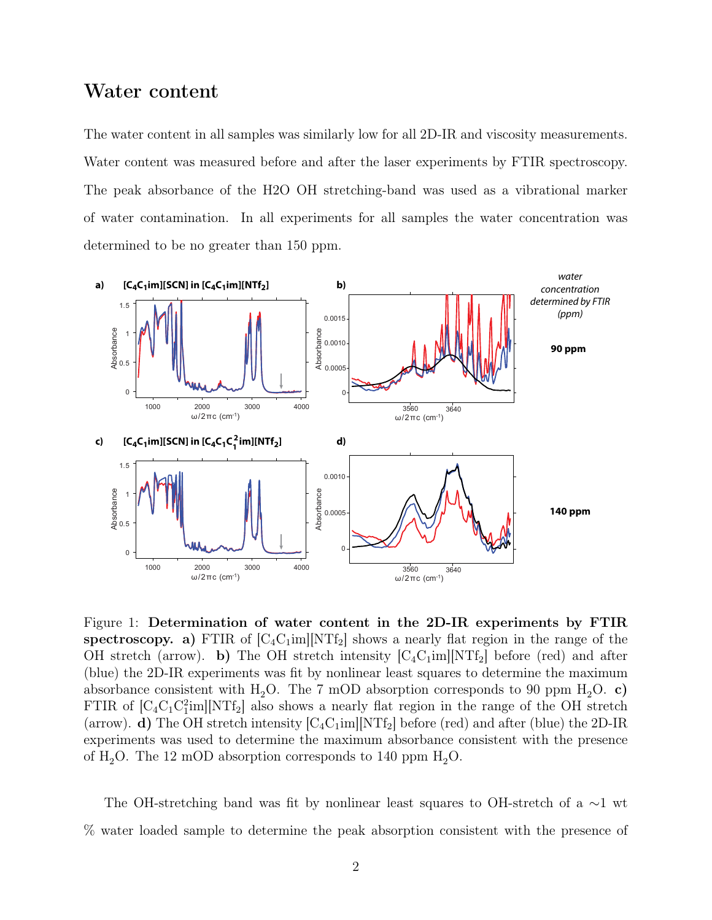## Water content

The water content in all samples was similarly low for all 2D-IR and viscosity measurements. Water content was measured before and after the laser experiments by FTIR spectroscopy. The peak absorbance of the H2O OH stretching-band was used as a vibrational marker of water contamination. In all experiments for all samples the water concentration was determined to be no greater than 150 ppm.

Figure 1: **Determination of water content in the 2D-IR experiments by FTIR spectroscopy.** **a)** FTIR of [$C_4C_1$im][$NTf_2$] shows a nearly flat region in the range of the OH stretch (arrow). **b)** The OH stretch intensity [$C_4C_1$im][$NTf_2$] before (red) and after (blue) the 2D-IR experiments was fit by nonlinear least squares to determine the maximum absorbance consistent with $H_2O$. The 7 mOD absorption corresponds to 90 ppm $H_2O$. **c)** FTIR of [$C_4C_1C_1^2$im][$NTf_2$] also shows a nearly flat region in the range of the OH stretch (arrow). **d)** The OH stretch intensity [$C_4C_1$im][$NTf_2$] before (red) and after (blue) the 2D-IR experiments was used to determine the maximum absorbance consistent with the presence of $H_2O$. The 12 mOD absorption corresponds to 140 ppm $H_2O$.

The OH-stretching band was fit by nonlinear least squares to OH-stretch of a ~1 wt % water loaded sample to determine the peak absorption consistent with the presence of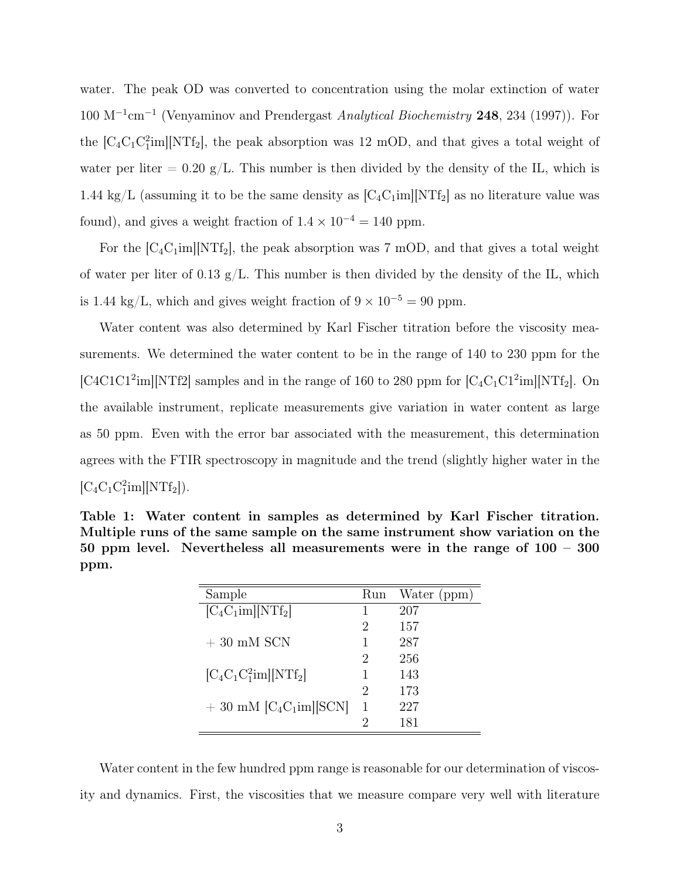water. The peak OD was converted to concentration using the molar extinction of water 100 $M^{-1}cm^{-1}$ (Venyaminov and Prendergast *Analytical Biochemistry* **248**, 234 (1997)). For the $[C_4C_1C_1^2im][NTf_2]$, the peak absorption was 12 mOD, and that gives a total weight of water per liter = 0.20 g/L. This number is then divided by the density of the IL, which is 1.44 kg/L (assuming it to be the same density as $[C_4C_1im][NTf_2]$ as no literature value was found), and gives a weight fraction of $1.4 \times 10^{-4} = 140$ ppm.

For the $[C_4C_1im][NTf_2]$, the peak absorption was 7 mOD, and that gives a total weight of water per liter of 0.13 g/L. This number is then divided by the density of the IL, which is 1.44 kg/L, which and gives weight fraction of $9 \times 10^{-5} = 90$ ppm.

Water content was also determined by Karl Fischer titration before the viscosity measurements. We determined the water content to be in the range of 140 to 230 ppm for the $[C4C1C1^2im][NTf2]$ samples and in the range of 160 to 280 ppm for $[C_4C_1C1^2im][NTf_2]$. On the available instrument, replicate measurements give variation in water content as large as 50 ppm. Even with the error bar associated with the measurement, this determination agrees with the FTIR spectroscopy in magnitude and the trend (slightly higher water in the $[C_4C_1C_1^2im][NTf_2]$).

**Table 1: Water content in samples as determined by Karl Fischer titration. Multiple runs of the same sample on the same instrument show variation on the 50 ppm level. Nevertheless all measurements were in the range of 100 – 300 ppm.**

| Sample | Run | Water (ppm) |
|---|---|---|
| $[C_4C_1im][NTf_2]$ | 1 | 207 |
| | 2 | 157 |
| + 30 mM SCN | 1 | 287 |
| | 2 | 256 |
| $[C_4C_1C_1^2im][NTf_2]$ | 1 | 143 |
| | 2 | 173 |
| + 30 mM $[C_4C_1im][SCN]$ | 1 | 227 |
| | 2 | 181 |

Water content in the few hundred ppm range is reasonable for our determination of viscosity and dynamics. First, the viscosities that we measure compare very well with literature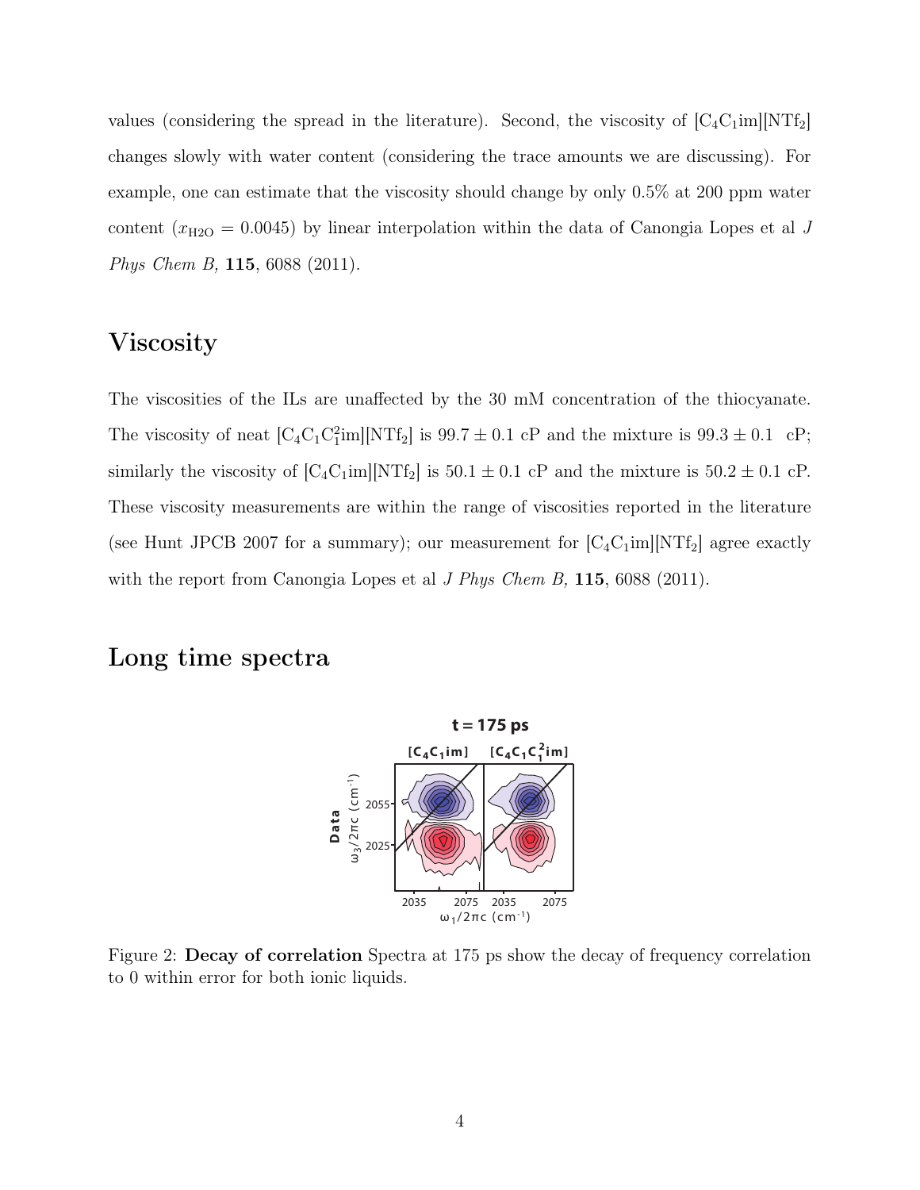values (considering the spread in the literature). Second, the viscosity of $[C_4C_1im][NTf_2]$ changes slowly with water content (considering the trace amounts we are discussing). For example, one can estimate that the viscosity should change by only 0.5% at 200 ppm water content ($x_{H2O} = 0.0045$) by linear interpolation within the data of Canongia Lopes et al *J Phys Chem B,* **115**, 6088 (2011).

## Viscosity

The viscosities of the ILs are unaffected by the 30 mM concentration of the thiocyanate. The viscosity of neat $[C_4C_1C_1^2im][NTf_2]$ is $99.7 \pm 0.1$ cP and the mixture is $99.3 \pm 0.1$ cP; similarly the viscosity of $[C_4C_1im][NTf_2]$ is $50.1 \pm 0.1$ cP and the mixture is $50.2 \pm 0.1$ cP. These viscosity measurements are within the range of viscosities reported in the literature (see Hunt JPCB 2007 for a summary); our measurement for $[C_4C_1im][NTf_2]$ agree exactly with the report from Canongia Lopes et al *J Phys Chem B,* **115**, 6088 (2011).

## Long time spectra

t = 175 ps

$[C_4C_1im]$

$[C_4C_1C_1^2im]$

Data

$\omega_3/2\pi c$ (cm$^{-1}$)

2055

2025

2035

2075

2035

2075

$\omega_1/2\pi c$ (cm$^{-1}$)

Figure 2: **Decay of correlation** Spectra at 175 ps show the decay of frequency correlation to 0 within error for both ionic liquids.